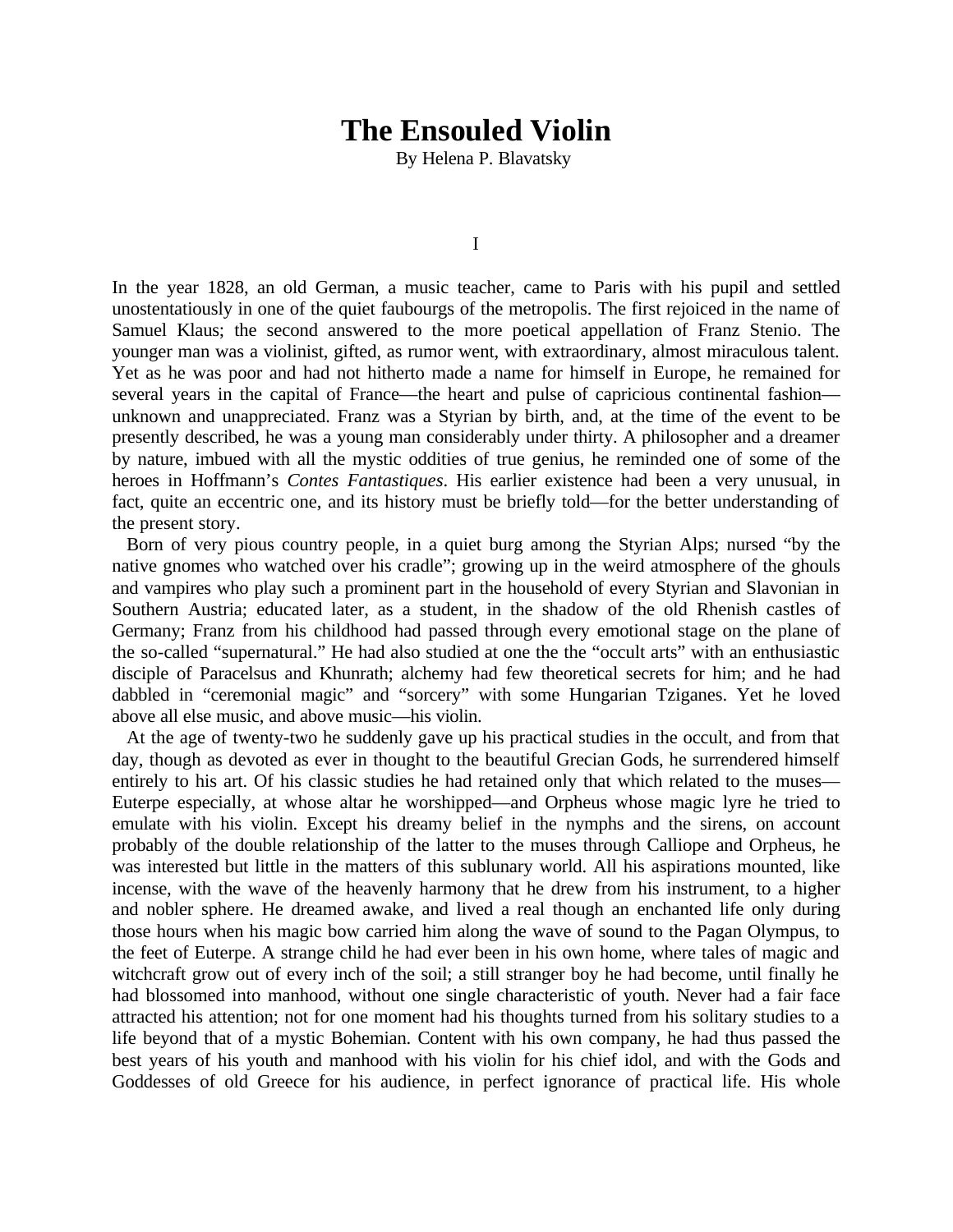# The Ensouled Violin

By Helena P. Blavatsky

## I

In the year 1828, an old German, a music teacher, came to Paris with his pupil and settled unostentatiously in one of the quiet faubourgs of the metropolis. The first rejoiced in the name of Samuel Klaus; the second answered to the more poetical appellation of Franz Stenio. The younger man was a violinist, gifted, as rumor went, with extraordinary, almost miraculous talent. Yet as he was poor and had not hitherto made a name for himself in Europe, he remained for several years in the capital of France—the heart and pulse of capricious continental fashion—unknown and unappreciated. Franz was a Styrian by birth, and, at the time of the event to be presently described, he was a young man considerably under thirty. A philosopher and a dreamer by nature, imbued with all the mystic oddities of true genius, he reminded one of some of the heroes in Hoffmann's *Contes Fantastiques*. His earlier existence had been a very unusual, in fact, quite an eccentric one, and its history must be briefly told—for the better understanding of the present story.

Born of very pious country people, in a quiet burg among the Styrian Alps; nursed "by the native gnomes who watched over his cradle"; growing up in the weird atmosphere of the ghouls and vampires who play such a prominent part in the household of every Styrian and Slavonian in Southern Austria; educated later, as a student, in the shadow of the old Rhenish castles of Germany; Franz from his childhood had passed through every emotional stage on the plane of the so-called "supernatural." He had also studied at one the the "occult arts" with an enthusiastic disciple of Paracelsus and Khunrath; alchemy had few theoretical secrets for him; and he had dabbled in "ceremonial magic" and "sorcery" with some Hungarian Tziganes. Yet he loved above all else music, and above music—his violin.

At the age of twenty-two he suddenly gave up his practical studies in the occult, and from that day, though as devoted as ever in thought to the beautiful Grecian Gods, he surrendered himself entirely to his art. Of his classic studies he had retained only that which related to the muses—Euterpe especially, at whose altar he worshipped—and Orpheus whose magic lyre he tried to emulate with his violin. Except his dreamy belief in the nymphs and the sirens, on account probably of the double relationship of the latter to the muses through Calliope and Orpheus, he was interested but little in the matters of this sublunary world. All his aspirations mounted, like incense, with the wave of the heavenly harmony that he drew from his instrument, to a higher and nobler sphere. He dreamed awake, and lived a real though an enchanted life only during those hours when his magic bow carried him along the wave of sound to the Pagan Olympus, to the feet of Euterpe. A strange child he had ever been in his own home, where tales of magic and witchcraft grow out of every inch of the soil; a still stranger boy he had become, until finally he had blossomed into manhood, without one single characteristic of youth. Never had a fair face attracted his attention; not for one moment had his thoughts turned from his solitary studies to a life beyond that of a mystic Bohemian. Content with his own company, he had thus passed the best years of his youth and manhood with his violin for his chief idol, and with the Gods and Goddesses of old Greece for his audience, in perfect ignorance of practical life. His whole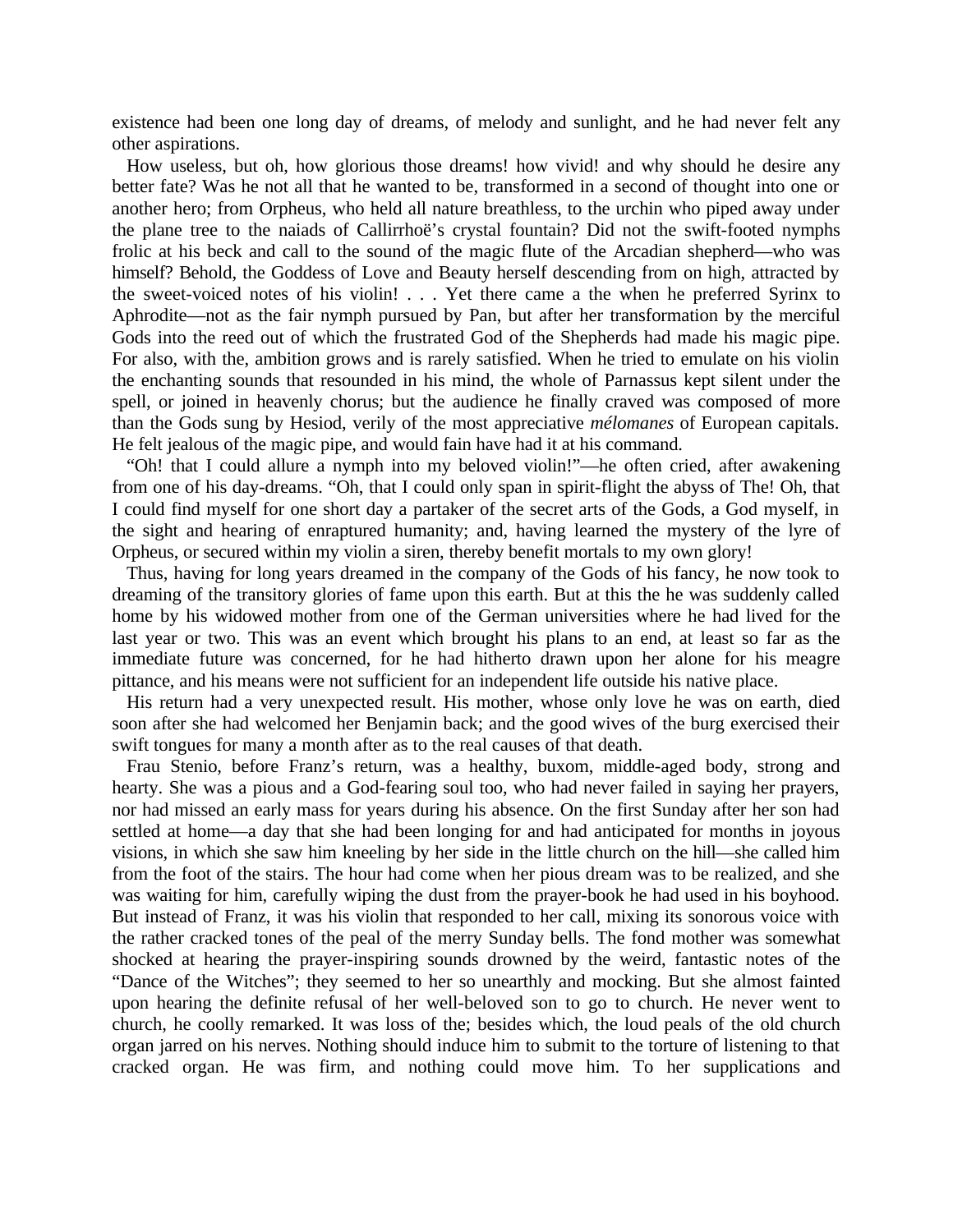existence had been one long day of dreams, of melody and sunlight, and he had never felt any other aspirations.

How useless, but oh, how glorious those dreams! how vivid! and why should he desire any better fate? Was he not all that he wanted to be, transformed in a second of thought into one or another hero; from Orpheus, who held all nature breathless, to the urchin who piped away under the plane tree to the naiads of Callirrhoë's crystal fountain? Did not the swift-footed nymphs frolic at his beck and call to the sound of the magic flute of the Arcadian shepherd—who was himself? Behold, the Goddess of Love and Beauty herself descending from on high, attracted by the sweet-voiced notes of his violin! . . . Yet there came a the when he preferred Syrinx to Aphrodite—not as the fair nymph pursued by Pan, but after her transformation by the merciful Gods into the reed out of which the frustrated God of the Shepherds had made his magic pipe. For also, with the, ambition grows and is rarely satisfied. When he tried to emulate on his violin the enchanting sounds that resounded in his mind, the whole of Parnassus kept silent under the spell, or joined in heavenly chorus; but the audience he finally craved was composed of more than the Gods sung by Hesiod, verily of the most appreciative *mélomanes* of European capitals. He felt jealous of the magic pipe, and would fain have had it at his command.

"Oh! that I could allure a nymph into my beloved violin!"—he often cried, after awakening from one of his day-dreams. "Oh, that I could only span in spirit-flight the abyss of The! Oh, that I could find myself for one short day a partaker of the secret arts of the Gods, a God myself, in the sight and hearing of enraptured humanity; and, having learned the mystery of the lyre of Orpheus, or secured within my violin a siren, thereby benefit mortals to my own glory!

Thus, having for long years dreamed in the company of the Gods of his fancy, he now took to dreaming of the transitory glories of fame upon this earth. But at this the he was suddenly called home by his widowed mother from one of the German universities where he had lived for the last year or two. This was an event which brought his plans to an end, at least so far as the immediate future was concerned, for he had hitherto drawn upon her alone for his meagre pittance, and his means were not sufficient for an independent life outside his native place.

His return had a very unexpected result. His mother, whose only love he was on earth, died soon after she had welcomed her Benjamin back; and the good wives of the burg exercised their swift tongues for many a month after as to the real causes of that death.

Frau Stenio, before Franz's return, was a healthy, buxom, middle-aged body, strong and hearty. She was a pious and a God-fearing soul too, who had never failed in saying her prayers, nor had missed an early mass for years during his absence. On the first Sunday after her son had settled at home—a day that she had been longing for and had anticipated for months in joyous visions, in which she saw him kneeling by her side in the little church on the hill—she called him from the foot of the stairs. The hour had come when her pious dream was to be realized, and she was waiting for him, carefully wiping the dust from the prayer-book he had used in his boyhood. But instead of Franz, it was his violin that responded to her call, mixing its sonorous voice with the rather cracked tones of the peal of the merry Sunday bells. The fond mother was somewhat shocked at hearing the prayer-inspiring sounds drowned by the weird, fantastic notes of the "Dance of the Witches"; they seemed to her so unearthly and mocking. But she almost fainted upon hearing the definite refusal of her well-beloved son to go to church. He never went to church, he coolly remarked. It was loss of the; besides which, the loud peals of the old church organ jarred on his nerves. Nothing should induce him to submit to the torture of listening to that cracked organ. He was firm, and nothing could move him. To her supplications and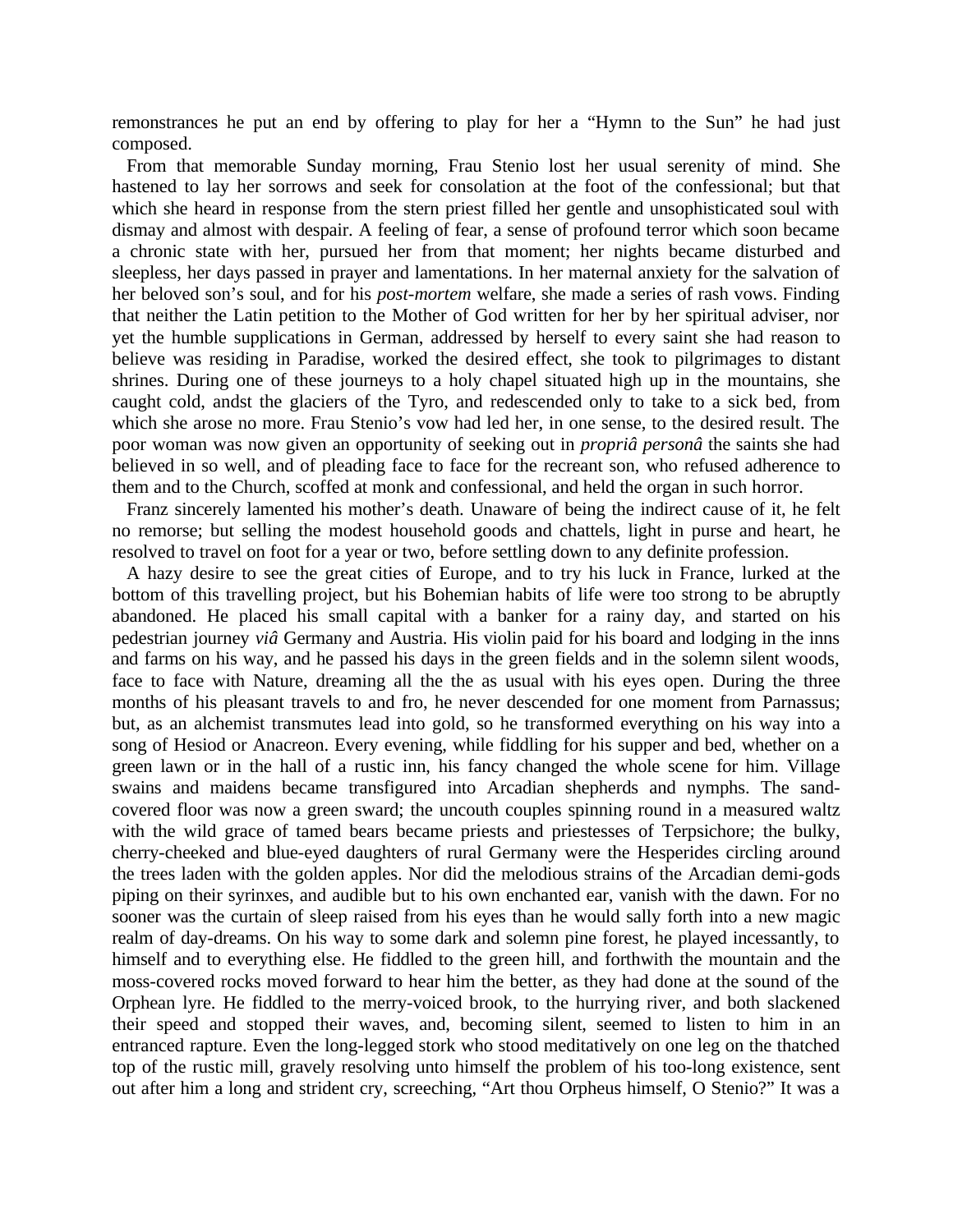remonstrances he put an end by offering to play for her a "Hymn to the Sun" he had just composed.

From that memorable Sunday morning, Frau Stenio lost her usual serenity of mind. She hastened to lay her sorrows and seek for consolation at the foot of the confessional; but that which she heard in response from the stern priest filled her gentle and unsophisticated soul with dismay and almost with despair. A feeling of fear, a sense of profound terror which soon became a chronic state with her, pursued her from that moment; her nights became disturbed and sleepless, her days passed in prayer and lamentations. In her maternal anxiety for the salvation of her beloved son's soul, and for his *post-mortem* welfare, she made a series of rash vows. Finding that neither the Latin petition to the Mother of God written for her by her spiritual adviser, nor yet the humble supplications in German, addressed by herself to every saint she had reason to believe was residing in Paradise, worked the desired effect, she took to pilgrimages to distant shrines. During one of these journeys to a holy chapel situated high up in the mountains, she caught cold, andst the glaciers of the Tyro, and redescended only to take to a sick bed, from which she arose no more. Frau Stenio's vow had led her, in one sense, to the desired result. The poor woman was now given an opportunity of seeking out in *propriâ personâ* the saints she had believed in so well, and of pleading face to face for the recreant son, who refused adherence to them and to the Church, scoffed at monk and confessional, and held the organ in such horror.

Franz sincerely lamented his mother's death. Unaware of being the indirect cause of it, he felt no remorse; but selling the modest household goods and chattels, light in purse and heart, he resolved to travel on foot for a year or two, before settling down to any definite profession.

A hazy desire to see the great cities of Europe, and to try his luck in France, lurked at the bottom of this travelling project, but his Bohemian habits of life were too strong to be abruptly abandoned. He placed his small capital with a banker for a rainy day, and started on his pedestrian journey *viâ* Germany and Austria. His violin paid for his board and lodging in the inns and farms on his way, and he passed his days in the green fields and in the solemn silent woods, face to face with Nature, dreaming all the the as usual with his eyes open. During the three months of his pleasant travels to and fro, he never descended for one moment from Parnassus; but, as an alchemist transmutes lead into gold, so he transformed everything on his way into a song of Hesiod or Anacreon. Every evening, while fiddling for his supper and bed, whether on a green lawn or in the hall of a rustic inn, his fancy changed the whole scene for him. Village swains and maidens became transfigured into Arcadian shepherds and nymphs. The sand-covered floor was now a green sward; the uncouth couples spinning round in a measured waltz with the wild grace of tamed bears became priests and priestesses of Terpsichore; the bulky, cherry-cheeked and blue-eyed daughters of rural Germany were the Hesperides circling around the trees laden with the golden apples. Nor did the melodious strains of the Arcadian demi-gods piping on their syrinxes, and audible but to his own enchanted ear, vanish with the dawn. For no sooner was the curtain of sleep raised from his eyes than he would sally forth into a new magic realm of day-dreams. On his way to some dark and solemn pine forest, he played incessantly, to himself and to everything else. He fiddled to the green hill, and forthwith the mountain and the moss-covered rocks moved forward to hear him the better, as they had done at the sound of the Orphean lyre. He fiddled to the merry-voiced brook, to the hurrying river, and both slackened their speed and stopped their waves, and, becoming silent, seemed to listen to him in an entranced rapture. Even the long-legged stork who stood meditatively on one leg on the thatched top of the rustic mill, gravely resolving unto himself the problem of his too-long existence, sent out after him a long and strident cry, screeching, "Art thou Orpheus himself, O Stenio?" It was a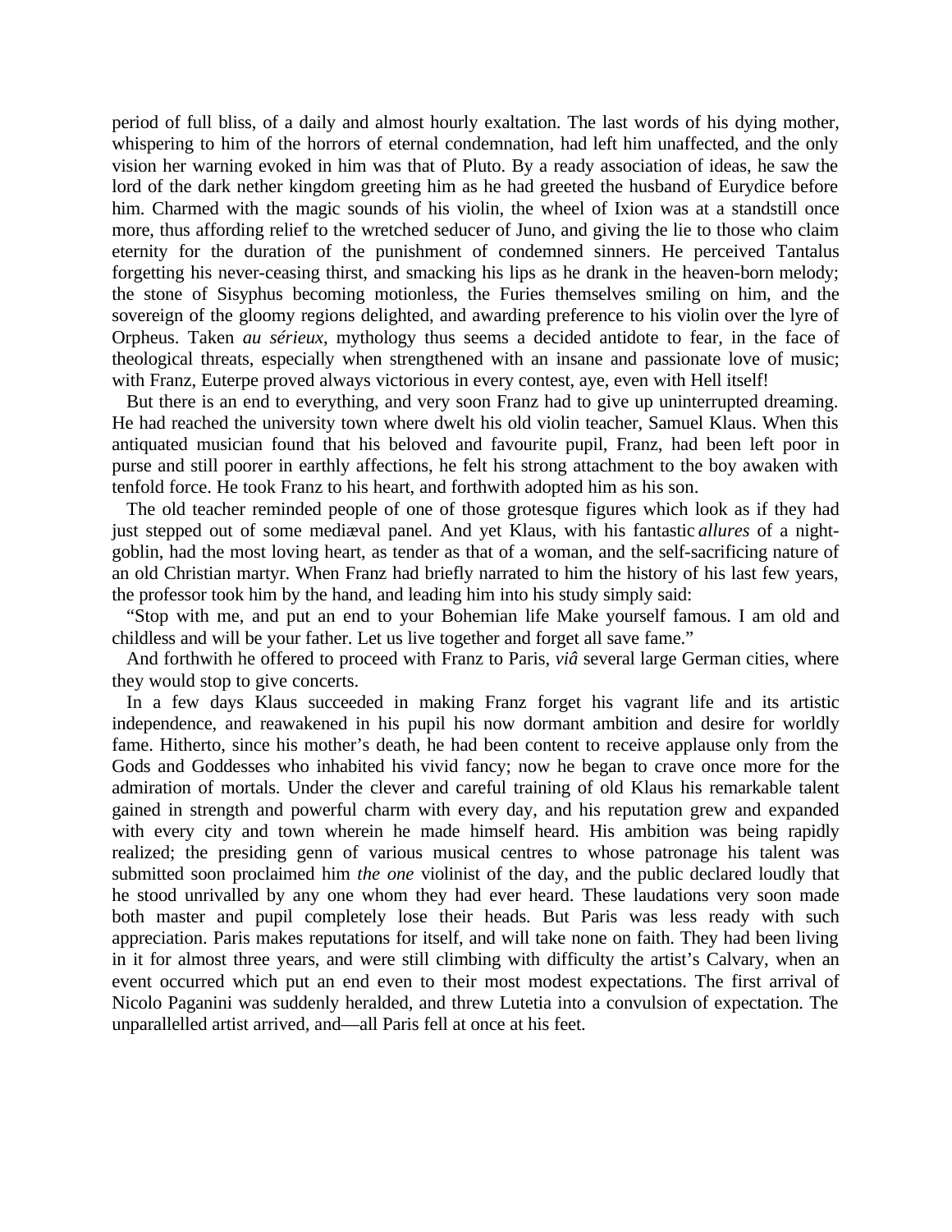period of full bliss, of a daily and almost hourly exaltation. The last words of his dying mother, whispering to him of the horrors of eternal condemnation, had left him unaffected, and the only vision her warning evoked in him was that of Pluto. By a ready association of ideas, he saw the lord of the dark nether kingdom greeting him as he had greeted the husband of Eurydice before him. Charmed with the magic sounds of his violin, the wheel of Ixion was at a standstill once more, thus affording relief to the wretched seducer of Juno, and giving the lie to those who claim eternity for the duration of the punishment of condemned sinners. He perceived Tantalus forgetting his never-ceasing thirst, and smacking his lips as he drank in the heaven-born melody; the stone of Sisyphus becoming motionless, the Furies themselves smiling on him, and the sovereign of the gloomy regions delighted, and awarding preference to his violin over the lyre of Orpheus. Taken *au sérieux*, mythology thus seems a decided antidote to fear, in the face of theological threats, especially when strengthened with an insane and passionate love of music; with Franz, Euterpe proved always victorious in every contest, aye, even with Hell itself!

But there is an end to everything, and very soon Franz had to give up uninterrupted dreaming. He had reached the university town where dwelt his old violin teacher, Samuel Klaus. When this antiquated musician found that his beloved and favourite pupil, Franz, had been left poor in purse and still poorer in earthly affections, he felt his strong attachment to the boy awaken with tenfold force. He took Franz to his heart, and forthwith adopted him as his son.

The old teacher reminded people of one of those grotesque figures which look as if they had just stepped out of some mediæval panel. And yet Klaus, with his fantastic *allures* of a night-goblin, had the most loving heart, as tender as that of a woman, and the self-sacrificing nature of an old Christian martyr. When Franz had briefly narrated to him the history of his last few years, the professor took him by the hand, and leading him into his study simply said:

"Stop with me, and put an end to your Bohemian life Make yourself famous. I am old and childless and will be your father. Let us live together and forget all save fame."

And forthwith he offered to proceed with Franz to Paris, *viâ* several large German cities, where they would stop to give concerts.

In a few days Klaus succeeded in making Franz forget his vagrant life and its artistic independence, and reawakened in his pupil his now dormant ambition and desire for worldly fame. Hitherto, since his mother's death, he had been content to receive applause only from the Gods and Goddesses who inhabited his vivid fancy; now he began to crave once more for the admiration of mortals. Under the clever and careful training of old Klaus his remarkable talent gained in strength and powerful charm with every day, and his reputation grew and expanded with every city and town wherein he made himself heard. His ambition was being rapidly realized; the presiding genn of various musical centres to whose patronage his talent was submitted soon proclaimed him *the one* violinist of the day, and the public declared loudly that he stood unrivalled by any one whom they had ever heard. These laudations very soon made both master and pupil completely lose their heads. But Paris was less ready with such appreciation. Paris makes reputations for itself, and will take none on faith. They had been living in it for almost three years, and were still climbing with difficulty the artist's Calvary, when an event occurred which put an end even to their most modest expectations. The first arrival of Nicolo Paganini was suddenly heralded, and threw Lutetia into a convulsion of expectation. The unparallelled artist arrived, and—all Paris fell at once at his feet.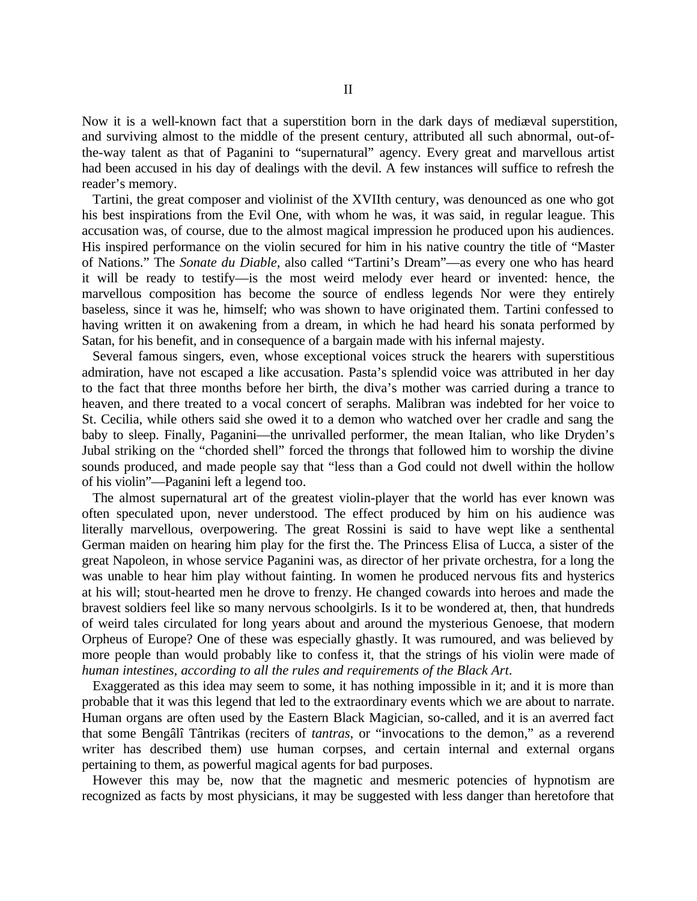## II

Now it is a well-known fact that a superstition born in the dark days of mediæval superstition, and surviving almost to the middle of the present century, attributed all such abnormal, out-of-the-way talent as that of Paganini to "supernatural" agency. Every great and marvellous artist had been accused in his day of dealings with the devil. A few instances will suffice to refresh the reader's memory.

Tartini, the great composer and violinist of the XVIIth century, was denounced as one who got his best inspirations from the Evil One, with whom he was, it was said, in regular league. This accusation was, of course, due to the almost magical impression he produced upon his audiences. His inspired performance on the violin secured for him in his native country the title of "Master of Nations." The *Sonate du Diable*, also called "Tartini's Dream"—as every one who has heard it will be ready to testify—is the most weird melody ever heard or invented: hence, the marvellous composition has become the source of endless legends Nor were they entirely baseless, since it was he, himself; who was shown to have originated them. Tartini confessed to having written it on awakening from a dream, in which he had heard his sonata performed by Satan, for his benefit, and in consequence of a bargain made with his infernal majesty.

Several famous singers, even, whose exceptional voices struck the hearers with superstitious admiration, have not escaped a like accusation. Pasta's splendid voice was attributed in her day to the fact that three months before her birth, the diva's mother was carried during a trance to heaven, and there treated to a vocal concert of seraphs. Malibran was indebted for her voice to St. Cecilia, while others said she owed it to a demon who watched over her cradle and sang the baby to sleep. Finally, Paganini—the unrivalled performer, the mean Italian, who like Dryden's Jubal striking on the "chorded shell" forced the throngs that followed him to worship the divine sounds produced, and made people say that "less than a God could not dwell within the hollow of his violin"—Paganini left a legend too.

The almost supernatural art of the greatest violin-player that the world has ever known was often speculated upon, never understood. The effect produced by him on his audience was literally marvellous, overpowering. The great Rossini is said to have wept like a senthental German maiden on hearing him play for the first the. The Princess Elisa of Lucca, a sister of the great Napoleon, in whose service Paganini was, as director of her private orchestra, for a long the was unable to hear him play without fainting. In women he produced nervous fits and hysterics at his will; stout-hearted men he drove to frenzy. He changed cowards into heroes and made the bravest soldiers feel like so many nervous schoolgirls. Is it to be wondered at, then, that hundreds of weird tales circulated for long years about and around the mysterious Genoese, that modern Orpheus of Europe? One of these was especially ghastly. It was rumoured, and was believed by more people than would probably like to confess it, that the strings of his violin were made of *human intestines, according to all the rules and requirements of the Black Art*.

Exaggerated as this idea may seem to some, it has nothing impossible in it; and it is more than probable that it was this legend that led to the extraordinary events which we are about to narrate. Human organs are often used by the Eastern Black Magician, so-called, and it is an averred fact that some Bengâlî Tântrikas (reciters of *tantras*, or "invocations to the demon," as a reverend writer has described them) use human corpses, and certain internal and external organs pertaining to them, as powerful magical agents for bad purposes.

However this may be, now that the magnetic and mesmeric potencies of hypnotism are recognized as facts by most physicians, it may be suggested with less danger than heretofore that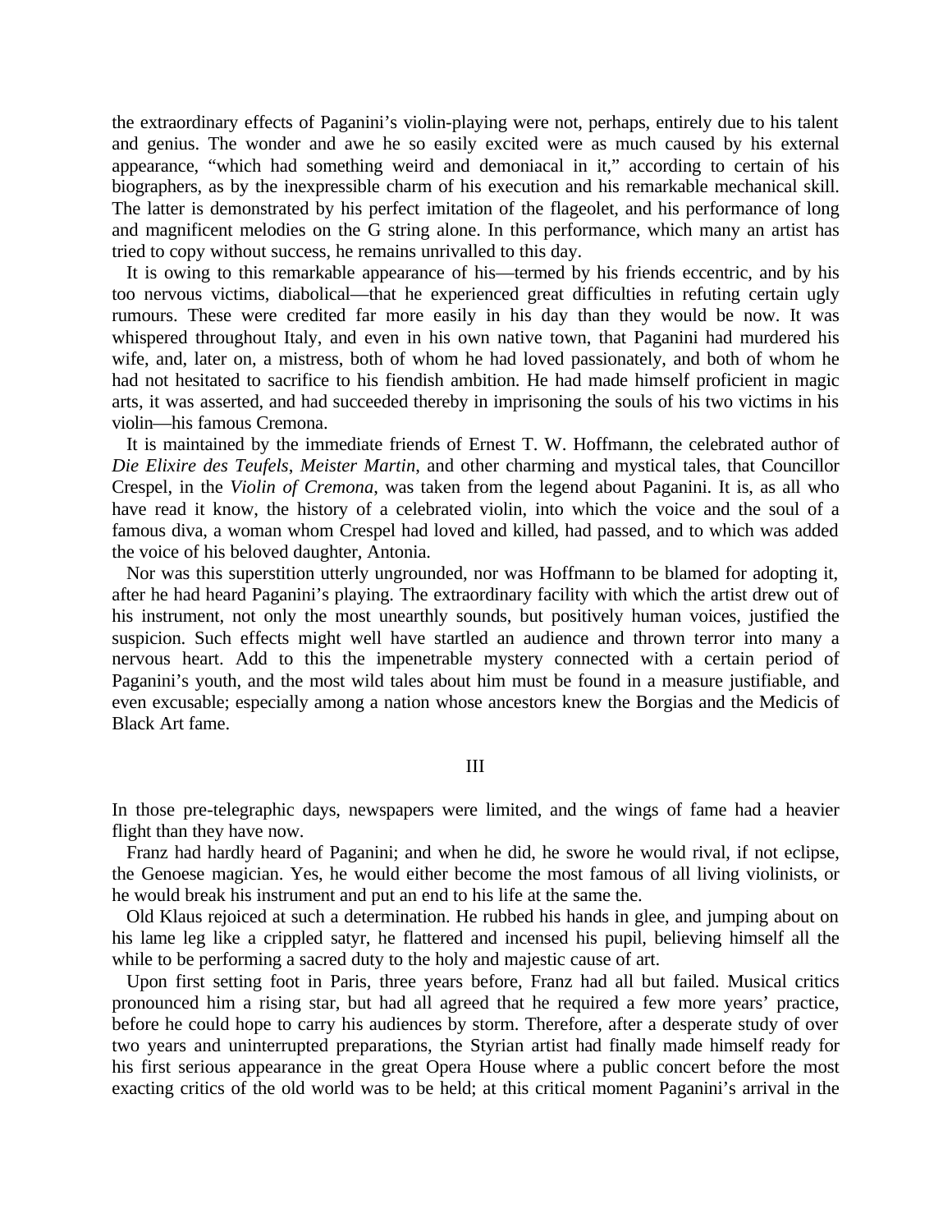the extraordinary effects of Paganini's violin-playing were not, perhaps, entirely due to his talent and genius. The wonder and awe he so easily excited were as much caused by his external appearance, "which had something weird and demoniacal in it," according to certain of his biographers, as by the inexpressible charm of his execution and his remarkable mechanical skill. The latter is demonstrated by his perfect imitation of the flageolet, and his performance of long and magnificent melodies on the G string alone. In this performance, which many an artist has tried to copy without success, he remains unrivalled to this day.

It is owing to this remarkable appearance of his—termed by his friends eccentric, and by his too nervous victims, diabolical—that he experienced great difficulties in refuting certain ugly rumours. These were credited far more easily in his day than they would be now. It was whispered throughout Italy, and even in his own native town, that Paganini had murdered his wife, and, later on, a mistress, both of whom he had loved passionately, and both of whom he had not hesitated to sacrifice to his fiendish ambition. He had made himself proficient in magic arts, it was asserted, and had succeeded thereby in imprisoning the souls of his two victims in his violin—his famous Cremona.

It is maintained by the immediate friends of Ernest T. W. Hoffmann, the celebrated author of *Die Elixire des Teufels*, *Meister Martin*, and other charming and mystical tales, that Councillor Crespel, in the *Violin of Cremona*, was taken from the legend about Paganini. It is, as all who have read it know, the history of a celebrated violin, into which the voice and the soul of a famous diva, a woman whom Crespel had loved and killed, had passed, and to which was added the voice of his beloved daughter, Antonia.

Nor was this superstition utterly ungrounded, nor was Hoffmann to be blamed for adopting it, after he had heard Paganini's playing. The extraordinary facility with which the artist drew out of his instrument, not only the most unearthly sounds, but positively human voices, justified the suspicion. Such effects might well have startled an audience and thrown terror into many a nervous heart. Add to this the impenetrable mystery connected with a certain period of Paganini's youth, and the most wild tales about him must be found in a measure justifiable, and even excusable; especially among a nation whose ancestors knew the Borgias and the Medicis of Black Art fame.

## III

In those pre-telegraphic days, newspapers were limited, and the wings of fame had a heavier flight than they have now.

Franz had hardly heard of Paganini; and when he did, he swore he would rival, if not eclipse, the Genoese magician. Yes, he would either become the most famous of all living violinists, or he would break his instrument and put an end to his life at the same the.

Old Klaus rejoiced at such a determination. He rubbed his hands in glee, and jumping about on his lame leg like a crippled satyr, he flattered and incensed his pupil, believing himself all the while to be performing a sacred duty to the holy and majestic cause of art.

Upon first setting foot in Paris, three years before, Franz had all but failed. Musical critics pronounced him a rising star, but had all agreed that he required a few more years' practice, before he could hope to carry his audiences by storm. Therefore, after a desperate study of over two years and uninterrupted preparations, the Styrian artist had finally made himself ready for his first serious appearance in the great Opera House where a public concert before the most exacting critics of the old world was to be held; at this critical moment Paganini's arrival in the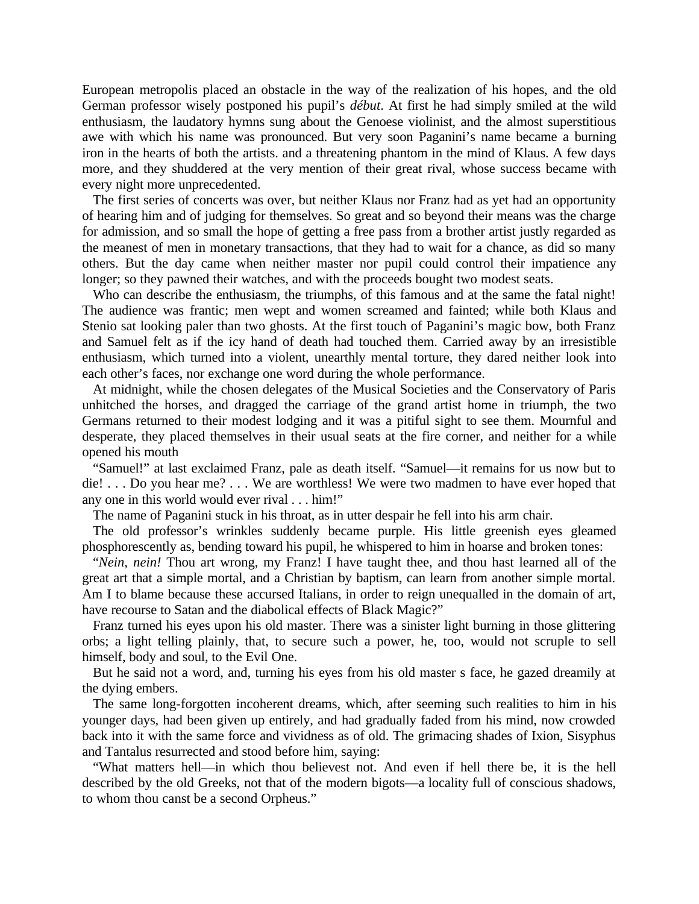European metropolis placed an obstacle in the way of the realization of his hopes, and the old German professor wisely postponed his pupil's *début*. At first he had simply smiled at the wild enthusiasm, the laudatory hymns sung about the Genoese violinist, and the almost superstitious awe with which his name was pronounced. But very soon Paganini's name became a burning iron in the hearts of both the artists. and a threatening phantom in the mind of Klaus. A few days more, and they shuddered at the very mention of their great rival, whose success became with every night more unprecedented.

The first series of concerts was over, but neither Klaus nor Franz had as yet had an opportunity of hearing him and of judging for themselves. So great and so beyond their means was the charge for admission, and so small the hope of getting a free pass from a brother artist justly regarded as the meanest of men in monetary transactions, that they had to wait for a chance, as did so many others. But the day came when neither master nor pupil could control their impatience any longer; so they pawned their watches, and with the proceeds bought two modest seats.

Who can describe the enthusiasm, the triumphs, of this famous and at the same the fatal night! The audience was frantic; men wept and women screamed and fainted; while both Klaus and Stenio sat looking paler than two ghosts. At the first touch of Paganini's magic bow, both Franz and Samuel felt as if the icy hand of death had touched them. Carried away by an irresistible enthusiasm, which turned into a violent, unearthly mental torture, they dared neither look into each other's faces, nor exchange one word during the whole performance.

At midnight, while the chosen delegates of the Musical Societies and the Conservatory of Paris unhitched the horses, and dragged the carriage of the grand artist home in triumph, the two Germans returned to their modest lodging and it was a pitiful sight to see them. Mournful and desperate, they placed themselves in their usual seats at the fire corner, and neither for a while opened his mouth

"Samuel!" at last exclaimed Franz, pale as death itself. "Samuel—it remains for us now but to die! . . . Do you hear me? . . . We are worthless! We were two madmen to have ever hoped that any one in this world would ever rival . . . him!"

The name of Paganini stuck in his throat, as in utter despair he fell into his arm chair.

The old professor's wrinkles suddenly became purple. His little greenish eyes gleamed phosphorescently as, bending toward his pupil, he whispered to him in hoarse and broken tones:

"*Nein, nein!* Thou art wrong, my Franz! I have taught thee, and thou hast learned all of the great art that a simple mortal, and a Christian by baptism, can learn from another simple mortal. Am I to blame because these accursed Italians, in order to reign unequalled in the domain of art, have recourse to Satan and the diabolical effects of Black Magic?"

Franz turned his eyes upon his old master. There was a sinister light burning in those glittering orbs; a light telling plainly, that, to secure such a power, he, too, would not scruple to sell himself, body and soul, to the Evil One.

But he said not a word, and, turning his eyes from his old master s face, he gazed dreamily at the dying embers.

The same long-forgotten incoherent dreams, which, after seeming such realities to him in his younger days, had been given up entirely, and had gradually faded from his mind, now crowded back into it with the same force and vividness as of old. The grimacing shades of Ixion, Sisyphus and Tantalus resurrected and stood before him, saying:

"What matters hell—in which thou believest not. And even if hell there be, it is the hell described by the old Greeks, not that of the modern bigots—a locality full of conscious shadows, to whom thou canst be a second Orpheus."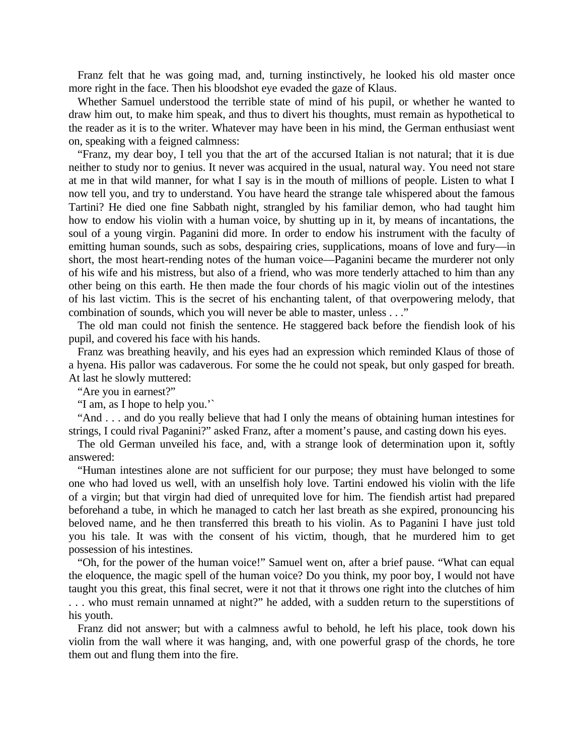Franz felt that he was going mad, and, turning instinctively, he looked his old master once more right in the face. Then his bloodshot eye evaded the gaze of Klaus.

Whether Samuel understood the terrible state of mind of his pupil, or whether he wanted to draw him out, to make him speak, and thus to divert his thoughts, must remain as hypothetical to the reader as it is to the writer. Whatever may have been in his mind, the German enthusiast went on, speaking with a feigned calmness:

"Franz, my dear boy, I tell you that the art of the accursed Italian is not natural; that it is due neither to study nor to genius. It never was acquired in the usual, natural way. You need not stare at me in that wild manner, for what I say is in the mouth of millions of people. Listen to what I now tell you, and try to understand. You have heard the strange tale whispered about the famous Tartini? He died one fine Sabbath night, strangled by his familiar demon, who had taught him how to endow his violin with a human voice, by shutting up in it, by means of incantations, the soul of a young virgin. Paganini did more. In order to endow his instrument with the faculty of emitting human sounds, such as sobs, despairing cries, supplications, moans of love and fury—in short, the most heart-rending notes of the human voice—Paganini became the murderer not only of his wife and his mistress, but also of a friend, who was more tenderly attached to him than any other being on this earth. He then made the four chords of his magic violin out of the intestines of his last victim. This is the secret of his enchanting talent, of that overpowering melody, that combination of sounds, which you will never be able to master, unless . . ."

The old man could not finish the sentence. He staggered back before the fiendish look of his pupil, and covered his face with his hands.

Franz was breathing heavily, and his eyes had an expression which reminded Klaus of those of a hyena. His pallor was cadaverous. For some the he could not speak, but only gasped for breath. At last he slowly muttered:

"Are you in earnest?"

"I am, as I hope to help you.'`

"And . . . and do you really believe that had I only the means of obtaining human intestines for strings, I could rival Paganini?" asked Franz, after a moment's pause, and casting down his eyes.

The old German unveiled his face, and, with a strange look of determination upon it, softly answered:

"Human intestines alone are not sufficient for our purpose; they must have belonged to some one who had loved us well, with an unselfish holy love. Tartini endowed his violin with the life of a virgin; but that virgin had died of unrequited love for him. The fiendish artist had prepared beforehand a tube, in which he managed to catch her last breath as she expired, pronouncing his beloved name, and he then transferred this breath to his violin. As to Paganini I have just told you his tale. It was with the consent of his victim, though, that he murdered him to get possession of his intestines.

"Oh, for the power of the human voice!" Samuel went on, after a brief pause. "What can equal the eloquence, the magic spell of the human voice? Do you think, my poor boy, I would not have taught you this great, this final secret, were it not that it throws one right into the clutches of him . . . who must remain unnamed at night?" he added, with a sudden return to the superstitions of his youth.

Franz did not answer; but with a calmness awful to behold, he left his place, took down his violin from the wall where it was hanging, and, with one powerful grasp of the chords, he tore them out and flung them into the fire.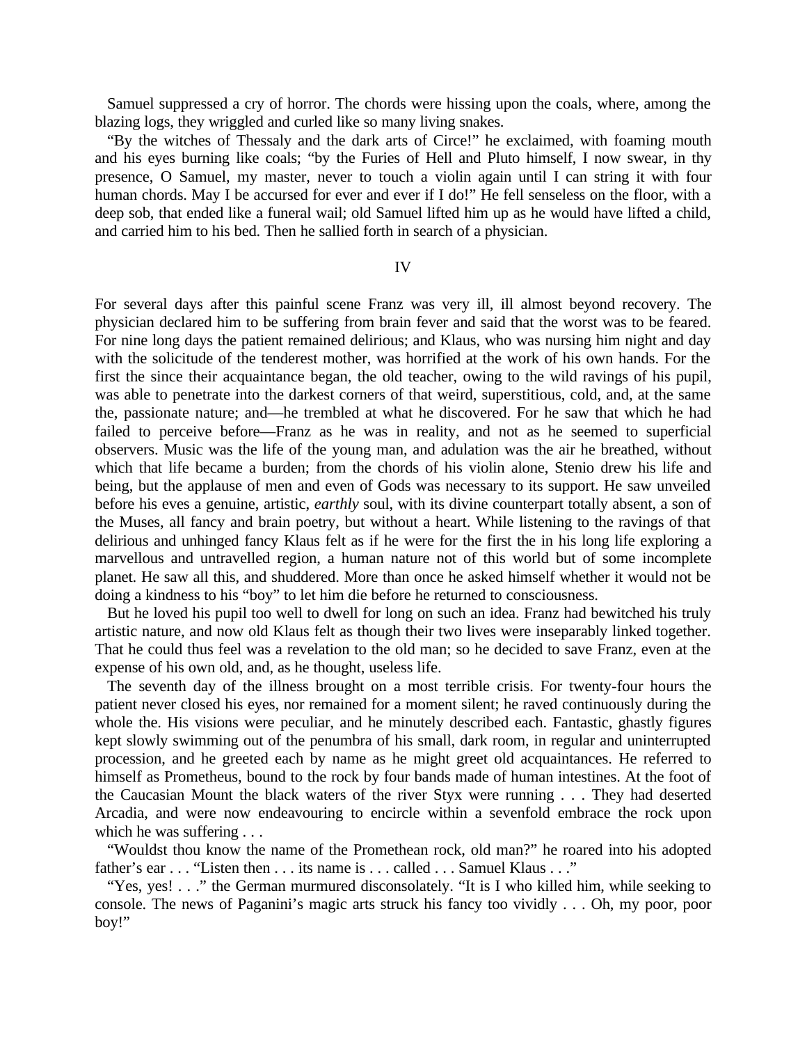Samuel suppressed a cry of horror. The chords were hissing upon the coals, where, among the blazing logs, they wriggled and curled like so many living snakes.

"By the witches of Thessaly and the dark arts of Circe!" he exclaimed, with foaming mouth and his eyes burning like coals; "by the Furies of Hell and Pluto himself, I now swear, in thy presence, O Samuel, my master, never to touch a violin again until I can string it with four human chords. May I be accursed for ever and ever if I do!" He fell senseless on the floor, with a deep sob, that ended like a funeral wail; old Samuel lifted him up as he would have lifted a child, and carried him to his bed. Then he sallied forth in search of a physician.

## IV

For several days after this painful scene Franz was very ill, ill almost beyond recovery. The physician declared him to be suffering from brain fever and said that the worst was to be feared. For nine long days the patient remained delirious; and Klaus, who was nursing him night and day with the solicitude of the tenderest mother, was horrified at the work of his own hands. For the first the since their acquaintance began, the old teacher, owing to the wild ravings of his pupil, was able to penetrate into the darkest corners of that weird, superstitious, cold, and, at the same the, passionate nature; and—he trembled at what he discovered. For he saw that which he had failed to perceive before—Franz as he was in reality, and not as he seemed to superficial observers. Music was the life of the young man, and adulation was the air he breathed, without which that life became a burden; from the chords of his violin alone, Stenio drew his life and being, but the applause of men and even of Gods was necessary to its support. He saw unveiled before his eves a genuine, artistic, *earthly* soul, with its divine counterpart totally absent, a son of the Muses, all fancy and brain poetry, but without a heart. While listening to the ravings of that delirious and unhinged fancy Klaus felt as if he were for the first the in his long life exploring a marvellous and untravelled region, a human nature not of this world but of some incomplete planet. He saw all this, and shuddered. More than once he asked himself whether it would not be doing a kindness to his "boy" to let him die before he returned to consciousness.

But he loved his pupil too well to dwell for long on such an idea. Franz had bewitched his truly artistic nature, and now old Klaus felt as though their two lives were inseparably linked together. That he could thus feel was a revelation to the old man; so he decided to save Franz, even at the expense of his own old, and, as he thought, useless life.

The seventh day of the illness brought on a most terrible crisis. For twenty-four hours the patient never closed his eyes, nor remained for a moment silent; he raved continuously during the whole the. His visions were peculiar, and he minutely described each. Fantastic, ghastly figures kept slowly swimming out of the penumbra of his small, dark room, in regular and uninterrupted procession, and he greeted each by name as he might greet old acquaintances. He referred to himself as Prometheus, bound to the rock by four bands made of human intestines. At the foot of the Caucasian Mount the black waters of the river Styx were running . . . They had deserted Arcadia, and were now endeavouring to encircle within a sevenfold embrace the rock upon which he was suffering . . .

"Wouldst thou know the name of the Promethean rock, old man?" he roared into his adopted father's ear . . . "Listen then . . . its name is . . . called . . . Samuel Klaus . . ."

"Yes, yes! . . ." the German murmured disconsolately. "It is I who killed him, while seeking to console. The news of Paganini's magic arts struck his fancy too vividly . . . Oh, my poor, poor boy!"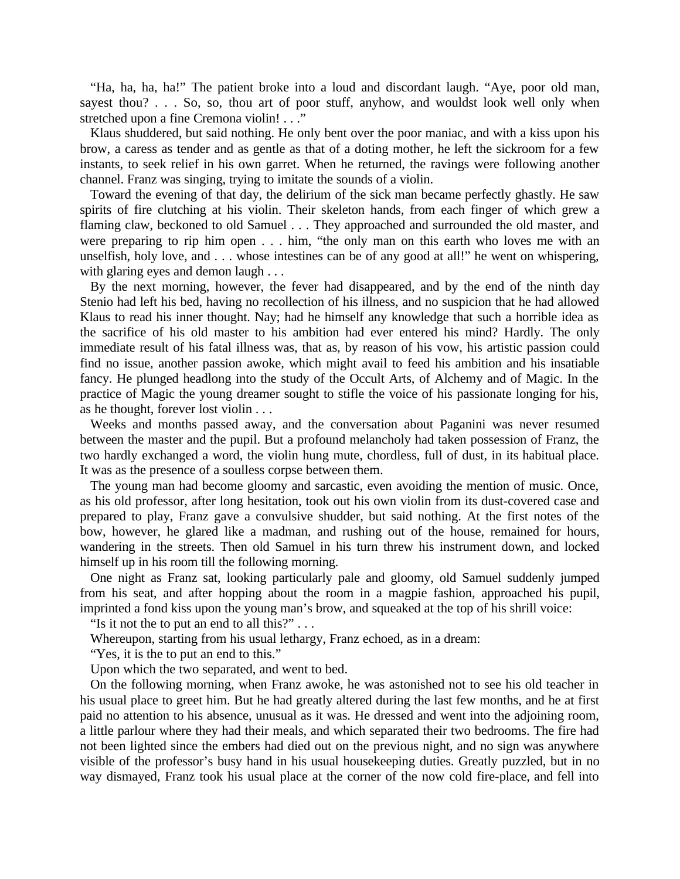"Ha, ha, ha, ha!" The patient broke into a loud and discordant laugh. "Aye, poor old man, sayest thou? . . . So, so, thou art of poor stuff, anyhow, and wouldst look well only when stretched upon a fine Cremona violin! . . ."

Klaus shuddered, but said nothing. He only bent over the poor maniac, and with a kiss upon his brow, a caress as tender and as gentle as that of a doting mother, he left the sickroom for a few instants, to seek relief in his own garret. When he returned, the ravings were following another channel. Franz was singing, trying to imitate the sounds of a violin.

Toward the evening of that day, the delirium of the sick man became perfectly ghastly. He saw spirits of fire clutching at his violin. Their skeleton hands, from each finger of which grew a flaming claw, beckoned to old Samuel . . . They approached and surrounded the old master, and were preparing to rip him open . . . him, "the only man on this earth who loves me with an unselfish, holy love, and . . . whose intestines can be of any good at all!" he went on whispering, with glaring eyes and demon laugh . . .

By the next morning, however, the fever had disappeared, and by the end of the ninth day Stenio had left his bed, having no recollection of his illness, and no suspicion that he had allowed Klaus to read his inner thought. Nay; had he himself any knowledge that such a horrible idea as the sacrifice of his old master to his ambition had ever entered his mind? Hardly. The only immediate result of his fatal illness was, that as, by reason of his vow, his artistic passion could find no issue, another passion awoke, which might avail to feed his ambition and his insatiable fancy. He plunged headlong into the study of the Occult Arts, of Alchemy and of Magic. In the practice of Magic the young dreamer sought to stifle the voice of his passionate longing for his, as he thought, forever lost violin . . .

Weeks and months passed away, and the conversation about Paganini was never resumed between the master and the pupil. But a profound melancholy had taken possession of Franz, the two hardly exchanged a word, the violin hung mute, chordless, full of dust, in its habitual place. It was as the presence of a soulless corpse between them.

The young man had become gloomy and sarcastic, even avoiding the mention of music. Once, as his old professor, after long hesitation, took out his own violin from its dust-covered case and prepared to play, Franz gave a convulsive shudder, but said nothing. At the first notes of the bow, however, he glared like a madman, and rushing out of the house, remained for hours, wandering in the streets. Then old Samuel in his turn threw his instrument down, and locked himself up in his room till the following morning.

One night as Franz sat, looking particularly pale and gloomy, old Samuel suddenly jumped from his seat, and after hopping about the room in a magpie fashion, approached his pupil, imprinted a fond kiss upon the young man's brow, and squeaked at the top of his shrill voice:

"Is it not the to put an end to all this?" . . .

Whereupon, starting from his usual lethargy, Franz echoed, as in a dream:

"Yes, it is the to put an end to this."

Upon which the two separated, and went to bed.

On the following morning, when Franz awoke, he was astonished not to see his old teacher in his usual place to greet him. But he had greatly altered during the last few months, and he at first paid no attention to his absence, unusual as it was. He dressed and went into the adjoining room, a little parlour where they had their meals, and which separated their two bedrooms. The fire had not been lighted since the embers had died out on the previous night, and no sign was anywhere visible of the professor's busy hand in his usual housekeeping duties. Greatly puzzled, but in no way dismayed, Franz took his usual place at the corner of the now cold fire-place, and fell into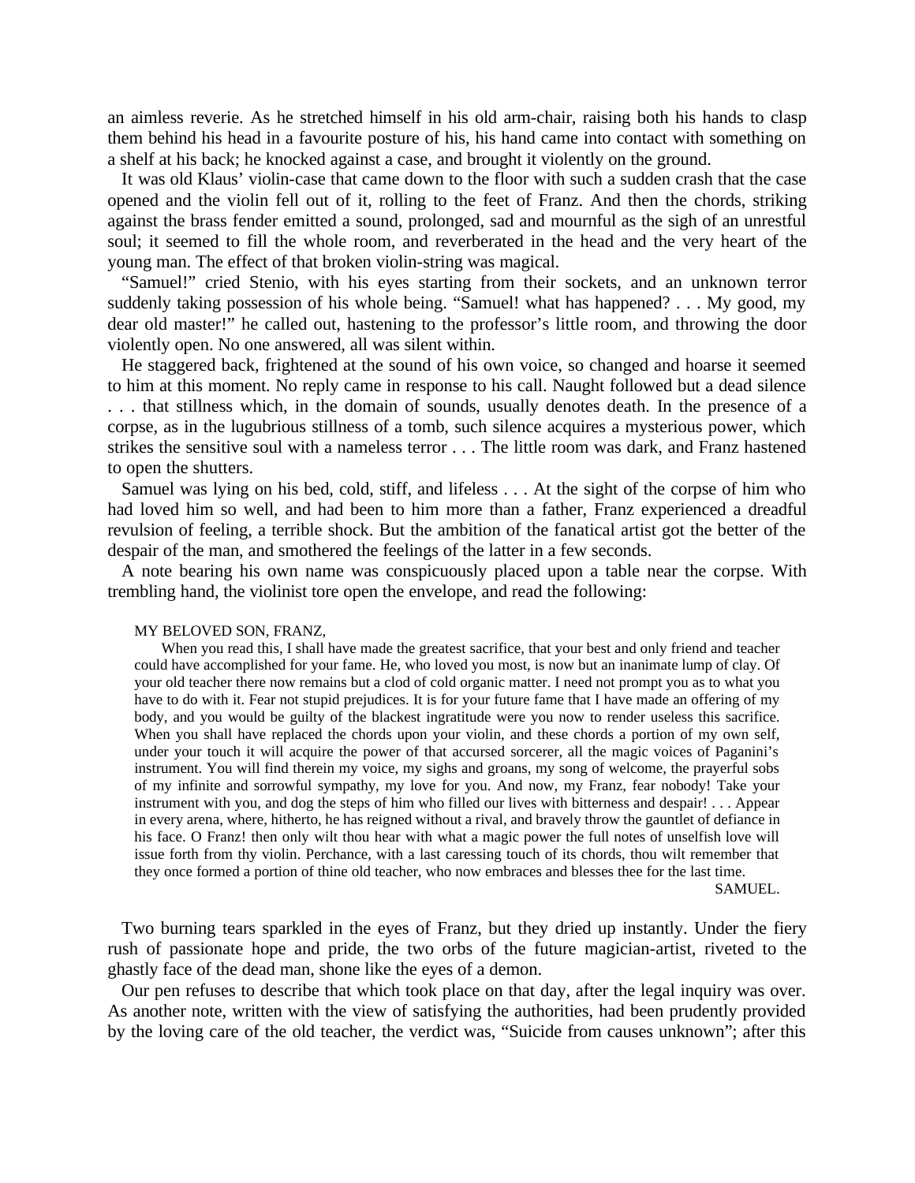an aimless reverie. As he stretched himself in his old arm-chair, raising both his hands to clasp them behind his head in a favourite posture of his, his hand came into contact with something on a shelf at his back; he knocked against a case, and brought it violently on the ground.

It was old Klaus' violin-case that came down to the floor with such a sudden crash that the case opened and the violin fell out of it, rolling to the feet of Franz. And then the chords, striking against the brass fender emitted a sound, prolonged, sad and mournful as the sigh of an unrestful soul; it seemed to fill the whole room, and reverberated in the head and the very heart of the young man. The effect of that broken violin-string was magical.

"Samuel!" cried Stenio, with his eyes starting from their sockets, and an unknown terror suddenly taking possession of his whole being. "Samuel! what has happened? . . . My good, my dear old master!" he called out, hastening to the professor's little room, and throwing the door violently open. No one answered, all was silent within.

He staggered back, frightened at the sound of his own voice, so changed and hoarse it seemed to him at this moment. No reply came in response to his call. Naught followed but a dead silence . . . that stillness which, in the domain of sounds, usually denotes death. In the presence of a corpse, as in the lugubrious stillness of a tomb, such silence acquires a mysterious power, which strikes the sensitive soul with a nameless terror . . . The little room was dark, and Franz hastened to open the shutters.

Samuel was lying on his bed, cold, stiff, and lifeless . . . At the sight of the corpse of him who had loved him so well, and had been to him more than a father, Franz experienced a dreadful revulsion of feeling, a terrible shock. But the ambition of the fanatical artist got the better of the despair of the man, and smothered the feelings of the latter in a few seconds.

A note bearing his own name was conspicuously placed upon a table near the corpse. With trembling hand, the violinist tore open the envelope, and read the following:

> MY BELOVED SON, FRANZ,
>
> When you read this, I shall have made the greatest sacrifice, that your best and only friend and teacher could have accomplished for your fame. He, who loved you most, is now but an inanimate lump of clay. Of your old teacher there now remains but a clod of cold organic matter. I need not prompt you as to what you have to do with it. Fear not stupid prejudices. It is for your future fame that I have made an offering of my body, and you would be guilty of the blackest ingratitude were you now to render useless this sacrifice. When you shall have replaced the chords upon your violin, and these chords a portion of my own self, under your touch it will acquire the power of that accursed sorcerer, all the magic voices of Paganini's instrument. You will find therein my voice, my sighs and groans, my song of welcome, the prayerful sobs of my infinite and sorrowful sympathy, my love for you. And now, my Franz, fear nobody! Take your instrument with you, and dog the steps of him who filled our lives with bitterness and despair! . . . Appear in every arena, where, hitherto, he has reigned without a rival, and bravely throw the gauntlet of defiance in his face. O Franz! then only wilt thou hear with what a magic power the full notes of unselfish love will issue forth from thy violin. Perchance, with a last caressing touch of its chords, thou wilt remember that they once formed a portion of thine old teacher, who now embraces and blesses thee for the last time.
>
> SAMUEL.

Two burning tears sparkled in the eyes of Franz, but they dried up instantly. Under the fiery rush of passionate hope and pride, the two orbs of the future magician-artist, riveted to the ghastly face of the dead man, shone like the eyes of a demon.

Our pen refuses to describe that which took place on that day, after the legal inquiry was over. As another note, written with the view of satisfying the authorities, had been prudently provided by the loving care of the old teacher, the verdict was, "Suicide from causes unknown"; after this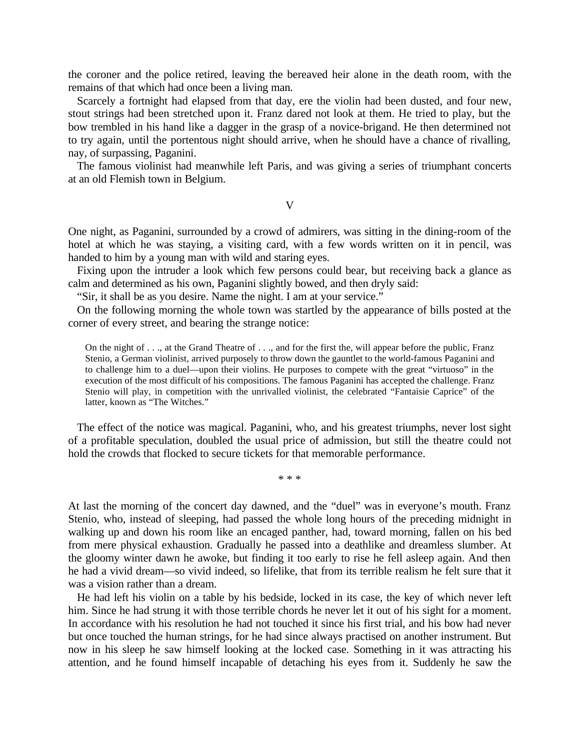the coroner and the police retired, leaving the bereaved heir alone in the death room, with the remains of that which had once been a living man.

Scarcely a fortnight had elapsed from that day, ere the violin had been dusted, and four new, stout strings had been stretched upon it. Franz dared not look at them. He tried to play, but the bow trembled in his hand like a dagger in the grasp of a novice-brigand. He then determined not to try again, until the portentous night should arrive, when he should have a chance of rivalling, nay, of surpassing, Paganini.

The famous violinist had meanwhile left Paris, and was giving a series of triumphant concerts at an old Flemish town in Belgium.

## V

One night, as Paganini, surrounded by a crowd of admirers, was sitting in the dining-room of the hotel at which he was staying, a visiting card, with a few words written on it in pencil, was handed to him by a young man with wild and staring eyes.

Fixing upon the intruder a look which few persons could bear, but receiving back a glance as calm and determined as his own, Paganini slightly bowed, and then dryly said:

"Sir, it shall be as you desire. Name the night. I am at your service."

On the following morning the whole town was startled by the appearance of bills posted at the corner of every street, and bearing the strange notice:

> On the night of . . ., at the Grand Theatre of . . ., and for the first the, will appear before the public, Franz Stenio, a German violinist, arrived purposely to throw down the gauntlet to the world-famous Paganini and to challenge him to a duel—upon their violins. He purposes to compete with the great "virtuoso" in the execution of the most difficult of his compositions. The famous Paganini has accepted the challenge. Franz Stenio will play, in competition with the unrivalled violinist, the celebrated "Fantaisie Caprice" of the latter, known as "The Witches."

The effect of the notice was magical. Paganini, who, and his greatest triumphs, never lost sight of a profitable speculation, doubled the usual price of admission, but still the theatre could not hold the crowds that flocked to secure tickets for that memorable performance.

\* \* \*

At last the morning of the concert day dawned, and the "duel" was in everyone's mouth. Franz Stenio, who, instead of sleeping, had passed the whole long hours of the preceding midnight in walking up and down his room like an encaged panther, had, toward morning, fallen on his bed from mere physical exhaustion. Gradually he passed into a deathlike and dreamless slumber. At the gloomy winter dawn he awoke, but finding it too early to rise he fell asleep again. And then he had a vivid dream—so vivid indeed, so lifelike, that from its terrible realism he felt sure that it was a vision rather than a dream.

He had left his violin on a table by his bedside, locked in its case, the key of which never left him. Since he had strung it with those terrible chords he never let it out of his sight for a moment. In accordance with his resolution he had not touched it since his first trial, and his bow had never but once touched the human strings, for he had since always practised on another instrument. But now in his sleep he saw himself looking at the locked case. Something in it was attracting his attention, and he found himself incapable of detaching his eyes from it. Suddenly he saw the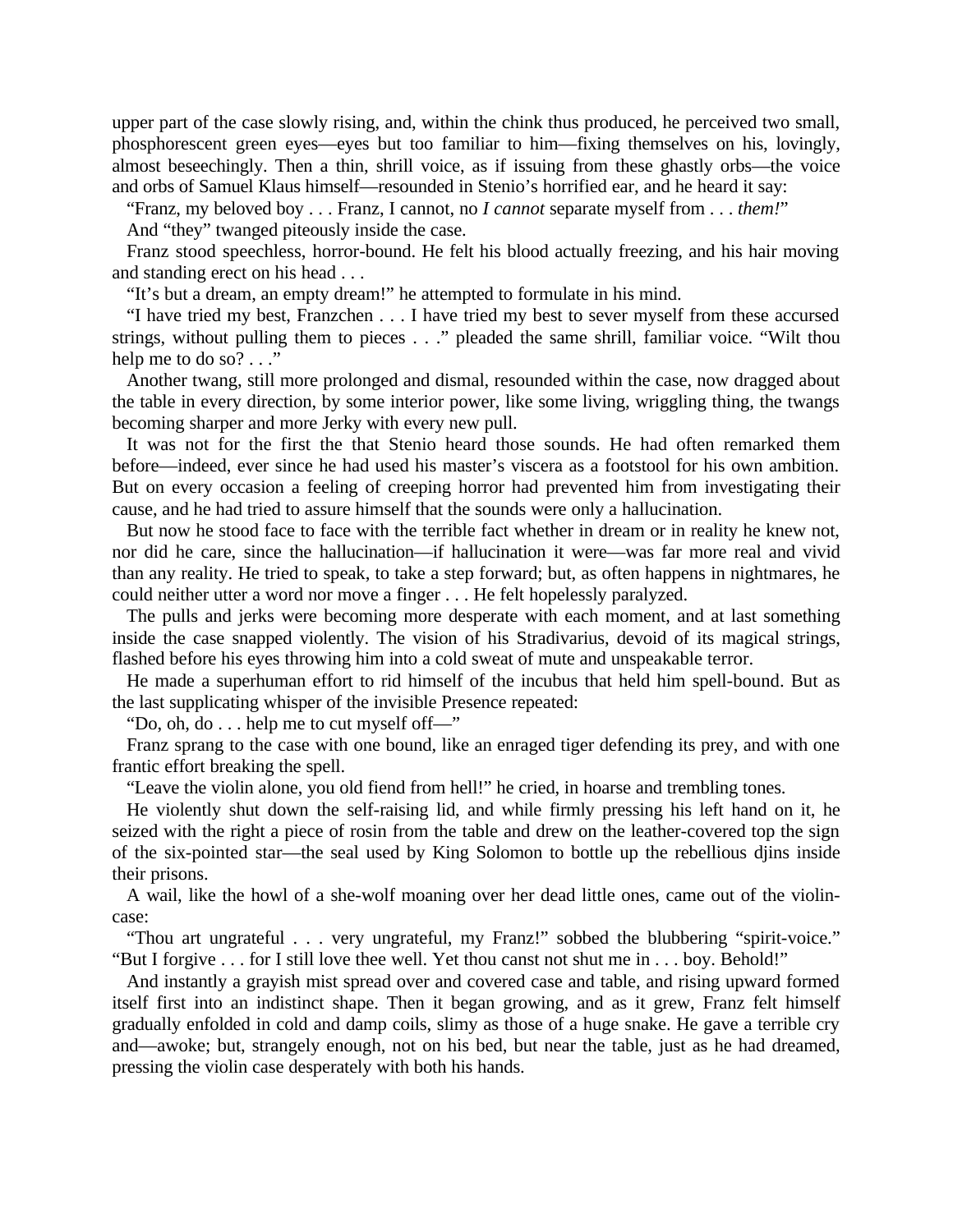upper part of the case slowly rising, and, within the chink thus produced, he perceived two small, phosphorescent green eyes—eyes but too familiar to him—fixing themselves on his, lovingly, almost beseechingly. Then a thin, shrill voice, as if issuing from these ghastly orbs—the voice and orbs of Samuel Klaus himself—resounded in Stenio's horrified ear, and he heard it say:

"Franz, my beloved boy . . . Franz, I cannot, no *I cannot* separate myself from . . . *them!*"

And "they" twanged piteously inside the case.

Franz stood speechless, horror-bound. He felt his blood actually freezing, and his hair moving and standing erect on his head . . .

"It's but a dream, an empty dream!" he attempted to formulate in his mind.

"I have tried my best, Franzchen . . . I have tried my best to sever myself from these accursed strings, without pulling them to pieces . . ." pleaded the same shrill, familiar voice. "Wilt thou help me to do so? . . ."

Another twang, still more prolonged and dismal, resounded within the case, now dragged about the table in every direction, by some interior power, like some living, wriggling thing, the twangs becoming sharper and more Jerky with every new pull.

It was not for the first the that Stenio heard those sounds. He had often remarked them before—indeed, ever since he had used his master's viscera as a footstool for his own ambition. But on every occasion a feeling of creeping horror had prevented him from investigating their cause, and he had tried to assure himself that the sounds were only a hallucination.

But now he stood face to face with the terrible fact whether in dream or in reality he knew not, nor did he care, since the hallucination—if hallucination it were—was far more real and vivid than any reality. He tried to speak, to take a step forward; but, as often happens in nightmares, he could neither utter a word nor move a finger . . . He felt hopelessly paralyzed.

The pulls and jerks were becoming more desperate with each moment, and at last something inside the case snapped violently. The vision of his Stradivarius, devoid of its magical strings, flashed before his eyes throwing him into a cold sweat of mute and unspeakable terror.

He made a superhuman effort to rid himself of the incubus that held him spell-bound. But as the last supplicating whisper of the invisible Presence repeated:

"Do, oh, do . . . help me to cut myself off—"

Franz sprang to the case with one bound, like an enraged tiger defending its prey, and with one frantic effort breaking the spell.

"Leave the violin alone, you old fiend from hell!" he cried, in hoarse and trembling tones.

He violently shut down the self-raising lid, and while firmly pressing his left hand on it, he seized with the right a piece of rosin from the table and drew on the leather-covered top the sign of the six-pointed star—the seal used by King Solomon to bottle up the rebellious djins inside their prisons.

A wail, like the howl of a she-wolf moaning over her dead little ones, came out of the violin-case:

"Thou art ungrateful . . . very ungrateful, my Franz!" sobbed the blubbering "spirit-voice." "But I forgive . . . for I still love thee well. Yet thou canst not shut me in . . . boy. Behold!"

And instantly a grayish mist spread over and covered case and table, and rising upward formed itself first into an indistinct shape. Then it began growing, and as it grew, Franz felt himself gradually enfolded in cold and damp coils, slimy as those of a huge snake. He gave a terrible cry and—awoke; but, strangely enough, not on his bed, but near the table, just as he had dreamed, pressing the violin case desperately with both his hands.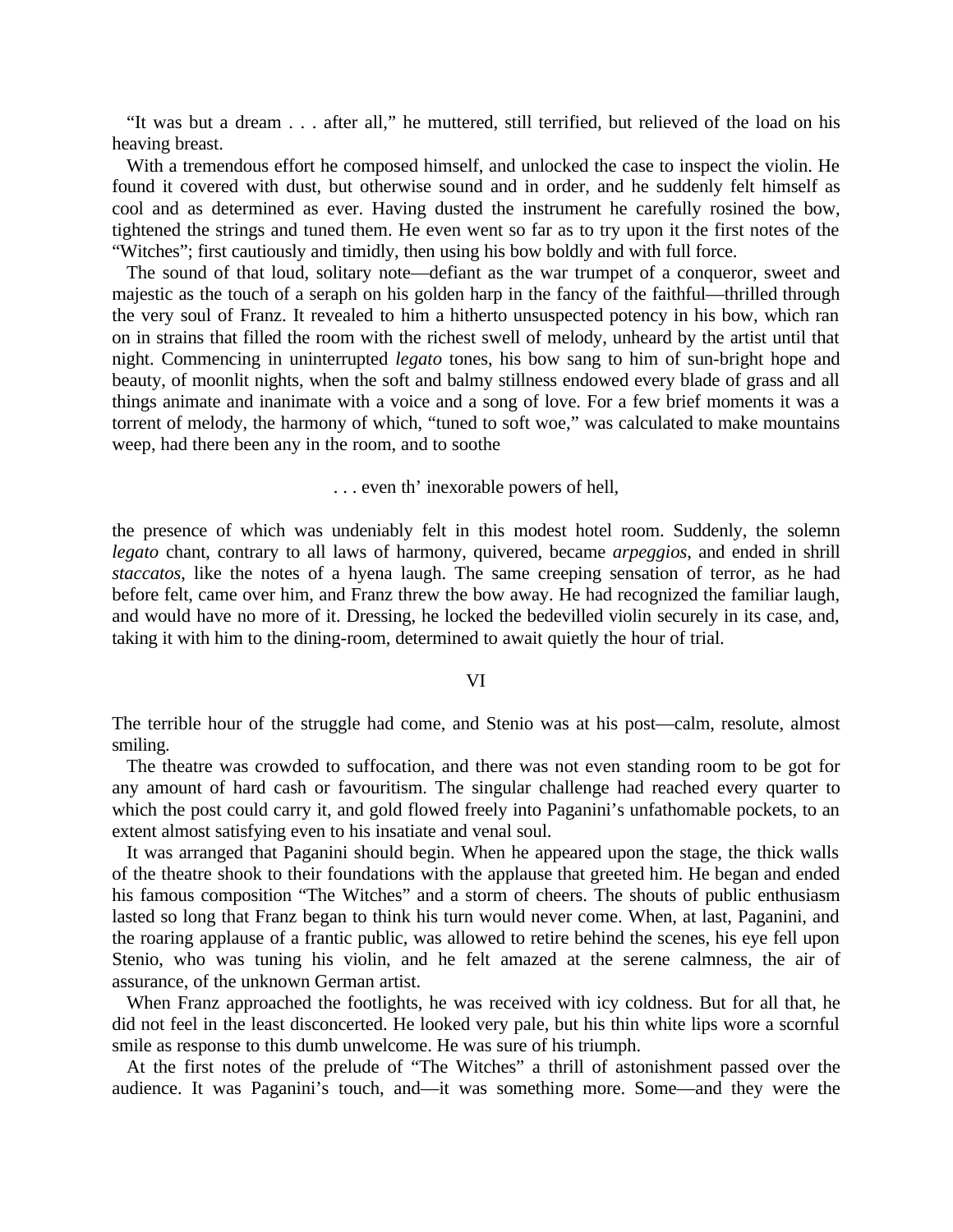"It was but a dream . . . after all," he muttered, still terrified, but relieved of the load on his heaving breast.

With a tremendous effort he composed himself, and unlocked the case to inspect the violin. He found it covered with dust, but otherwise sound and in order, and he suddenly felt himself as cool and as determined as ever. Having dusted the instrument he carefully rosined the bow, tightened the strings and tuned them. He even went so far as to try upon it the first notes of the "Witches"; first cautiously and timidly, then using his bow boldly and with full force.

The sound of that loud, solitary note—defiant as the war trumpet of a conqueror, sweet and majestic as the touch of a seraph on his golden harp in the fancy of the faithful—thrilled through the very soul of Franz. It revealed to him a hitherto unsuspected potency in his bow, which ran on in strains that filled the room with the richest swell of melody, unheard by the artist until that night. Commencing in uninterrupted *legato* tones, his bow sang to him of sun-bright hope and beauty, of moonlit nights, when the soft and balmy stillness endowed every blade of grass and all things animate and inanimate with a voice and a song of love. For a few brief moments it was a torrent of melody, the harmony of which, "tuned to soft woe," was calculated to make mountains weep, had there been any in the room, and to soothe

. . . even th' inexorable powers of hell,

the presence of which was undeniably felt in this modest hotel room. Suddenly, the solemn *legato* chant, contrary to all laws of harmony, quivered, became *arpeggios*, and ended in shrill *staccatos*, like the notes of a hyena laugh. The same creeping sensation of terror, as he had before felt, came over him, and Franz threw the bow away. He had recognized the familiar laugh, and would have no more of it. Dressing, he locked the bedevilled violin securely in its case, and, taking it with him to the dining-room, determined to await quietly the hour of trial.

## VI

The terrible hour of the struggle had come, and Stenio was at his post—calm, resolute, almost smiling.

The theatre was crowded to suffocation, and there was not even standing room to be got for any amount of hard cash or favouritism. The singular challenge had reached every quarter to which the post could carry it, and gold flowed freely into Paganini's unfathomable pockets, to an extent almost satisfying even to his insatiate and venal soul.

It was arranged that Paganini should begin. When he appeared upon the stage, the thick walls of the theatre shook to their foundations with the applause that greeted him. He began and ended his famous composition "The Witches" and a storm of cheers. The shouts of public enthusiasm lasted so long that Franz began to think his turn would never come. When, at last, Paganini, and the roaring applause of a frantic public, was allowed to retire behind the scenes, his eye fell upon Stenio, who was tuning his violin, and he felt amazed at the serene calmness, the air of assurance, of the unknown German artist.

When Franz approached the footlights, he was received with icy coldness. But for all that, he did not feel in the least disconcerted. He looked very pale, but his thin white lips wore a scornful smile as response to this dumb unwelcome. He was sure of his triumph.

At the first notes of the prelude of "The Witches" a thrill of astonishment passed over the audience. It was Paganini's touch, and—it was something more. Some—and they were the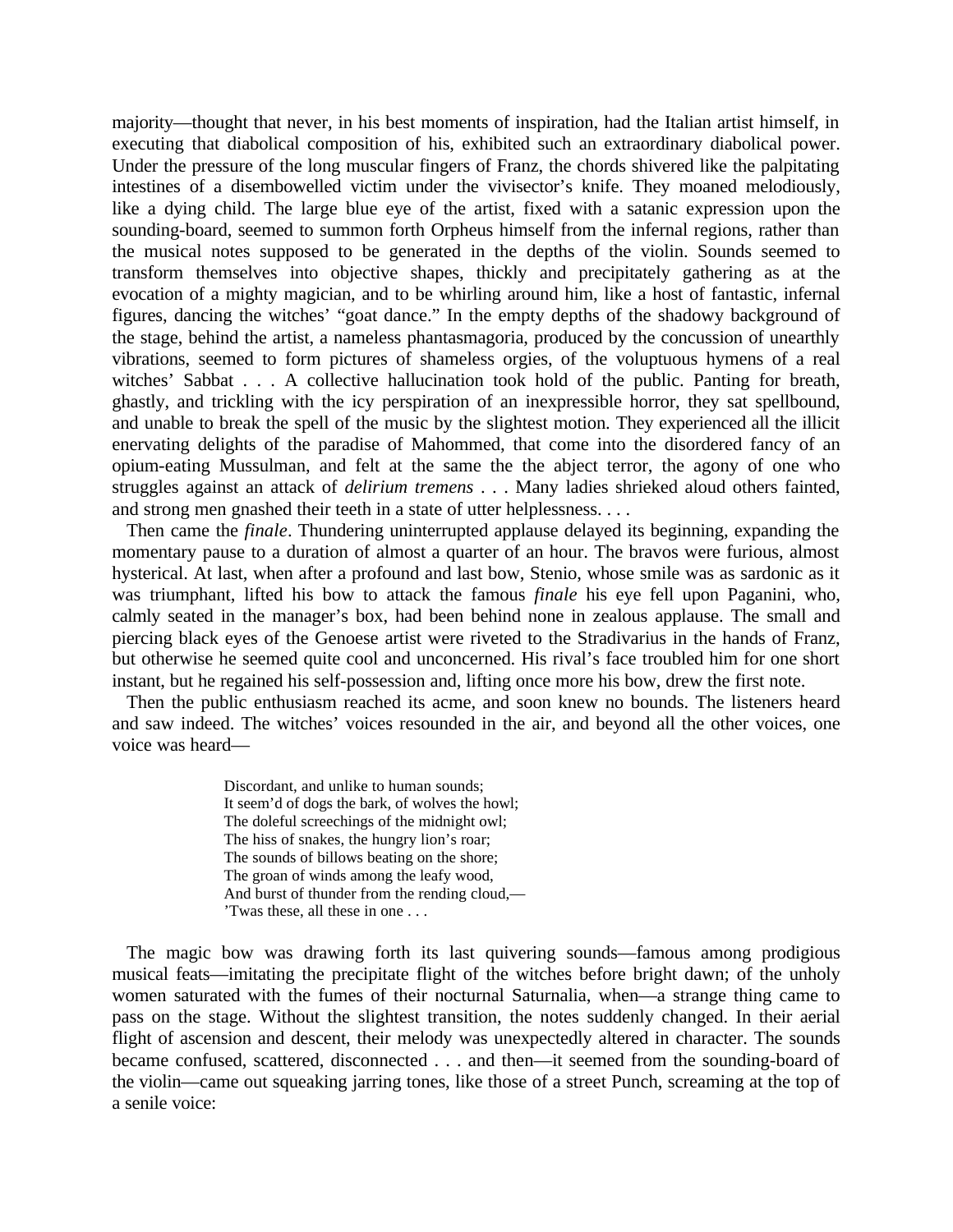majority—thought that never, in his best moments of inspiration, had the Italian artist himself, in executing that diabolical composition of his, exhibited such an extraordinary diabolical power. Under the pressure of the long muscular fingers of Franz, the chords shivered like the palpitating intestines of a disembowelled victim under the vivisector's knife. They moaned melodiously, like a dying child. The large blue eye of the artist, fixed with a satanic expression upon the sounding-board, seemed to summon forth Orpheus himself from the infernal regions, rather than the musical notes supposed to be generated in the depths of the violin. Sounds seemed to transform themselves into objective shapes, thickly and precipitately gathering as at the evocation of a mighty magician, and to be whirling around him, like a host of fantastic, infernal figures, dancing the witches' "goat dance." In the empty depths of the shadowy background of the stage, behind the artist, a nameless phantasmagoria, produced by the concussion of unearthly vibrations, seemed to form pictures of shameless orgies, of the voluptuous hymens of a real witches' Sabbat . . . A collective hallucination took hold of the public. Panting for breath, ghastly, and trickling with the icy perspiration of an inexpressible horror, they sat spellbound, and unable to break the spell of the music by the slightest motion. They experienced all the illicit enervating delights of the paradise of Mahommed, that come into the disordered fancy of an opium-eating Mussulman, and felt at the same the the abject terror, the agony of one who struggles against an attack of *delirium tremens* . . . Many ladies shrieked aloud others fainted, and strong men gnashed their teeth in a state of utter helplessness. . . .

Then came the *finale*. Thundering uninterrupted applause delayed its beginning, expanding the momentary pause to a duration of almost a quarter of an hour. The bravos were furious, almost hysterical. At last, when after a profound and last bow, Stenio, whose smile was as sardonic as it was triumphant, lifted his bow to attack the famous *finale* his eye fell upon Paganini, who, calmly seated in the manager's box, had been behind none in zealous applause. The small and piercing black eyes of the Genoese artist were riveted to the Stradivarius in the hands of Franz, but otherwise he seemed quite cool and unconcerned. His rival's face troubled him for one short instant, but he regained his self-possession and, lifting once more his bow, drew the first note.

Then the public enthusiasm reached its acme, and soon knew no bounds. The listeners heard and saw indeed. The witches' voices resounded in the air, and beyond all the other voices, one voice was heard—

> Discordant, and unlike to human sounds;
> It seem'd of dogs the bark, of wolves the howl;
> The doleful screechings of the midnight owl;
> The hiss of snakes, the hungry lion's roar;
> The sounds of billows beating on the shore;
> The groan of winds among the leafy wood,
> And burst of thunder from the rending cloud,—
> 'Twas these, all these in one . . .

The magic bow was drawing forth its last quivering sounds—famous among prodigious musical feats—imitating the precipitate flight of the witches before bright dawn; of the unholy women saturated with the fumes of their nocturnal Saturnalia, when—a strange thing came to pass on the stage. Without the slightest transition, the notes suddenly changed. In their aerial flight of ascension and descent, their melody was unexpectedly altered in character. The sounds became confused, scattered, disconnected . . . and then—it seemed from the sounding-board of the violin—came out squeaking jarring tones, like those of a street Punch, screaming at the top of a senile voice: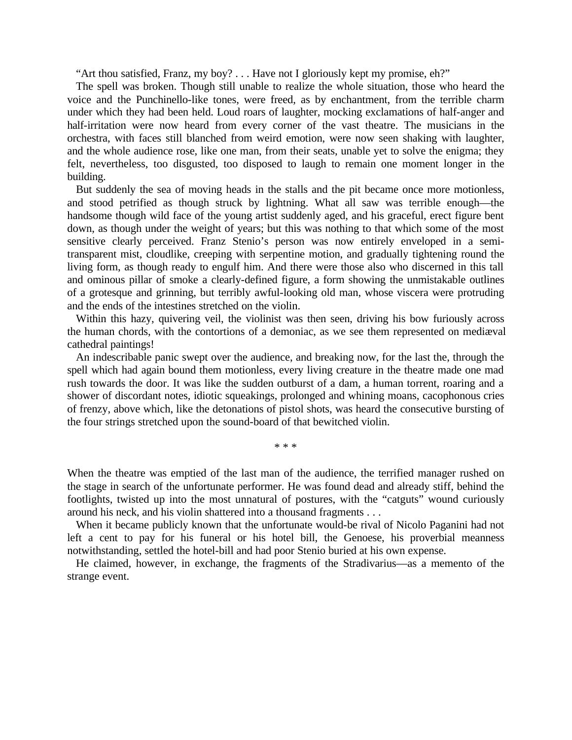"Art thou satisfied, Franz, my boy? . . . Have not I gloriously kept my promise, eh?"

The spell was broken. Though still unable to realize the whole situation, those who heard the voice and the Punchinello-like tones, were freed, as by enchantment, from the terrible charm under which they had been held. Loud roars of laughter, mocking exclamations of half-anger and half-irritation were now heard from every corner of the vast theatre. The musicians in the orchestra, with faces still blanched from weird emotion, were now seen shaking with laughter, and the whole audience rose, like one man, from their seats, unable yet to solve the enigma; they felt, nevertheless, too disgusted, too disposed to laugh to remain one moment longer in the building.

But suddenly the sea of moving heads in the stalls and the pit became once more motionless, and stood petrified as though struck by lightning. What all saw was terrible enough—the handsome though wild face of the young artist suddenly aged, and his graceful, erect figure bent down, as though under the weight of years; but this was nothing to that which some of the most sensitive clearly perceived. Franz Stenio's person was now entirely enveloped in a semi-transparent mist, cloudlike, creeping with serpentine motion, and gradually tightening round the living form, as though ready to engulf him. And there were those also who discerned in this tall and ominous pillar of smoke a clearly-defined figure, a form showing the unmistakable outlines of a grotesque and grinning, but terribly awful-looking old man, whose viscera were protruding and the ends of the intestines stretched on the violin.

Within this hazy, quivering veil, the violinist was then seen, driving his bow furiously across the human chords, with the contortions of a demoniac, as we see them represented on mediæval cathedral paintings!

An indescribable panic swept over the audience, and breaking now, for the last the, through the spell which had again bound them motionless, every living creature in the theatre made one mad rush towards the door. It was like the sudden outburst of a dam, a human torrent, roaring and a shower of discordant notes, idiotic squeakings, prolonged and whining moans, cacophonous cries of frenzy, above which, like the detonations of pistol shots, was heard the consecutive bursting of the four strings stretched upon the sound-board of that bewitched violin.

\* \* \*

When the theatre was emptied of the last man of the audience, the terrified manager rushed on the stage in search of the unfortunate performer. He was found dead and already stiff, behind the footlights, twisted up into the most unnatural of postures, with the "catguts" wound curiously around his neck, and his violin shattered into a thousand fragments . . .

When it became publicly known that the unfortunate would-be rival of Nicolo Paganini had not left a cent to pay for his funeral or his hotel bill, the Genoese, his proverbial meanness notwithstanding, settled the hotel-bill and had poor Stenio buried at his own expense.

He claimed, however, in exchange, the fragments of the Stradivarius—as a memento of the strange event.